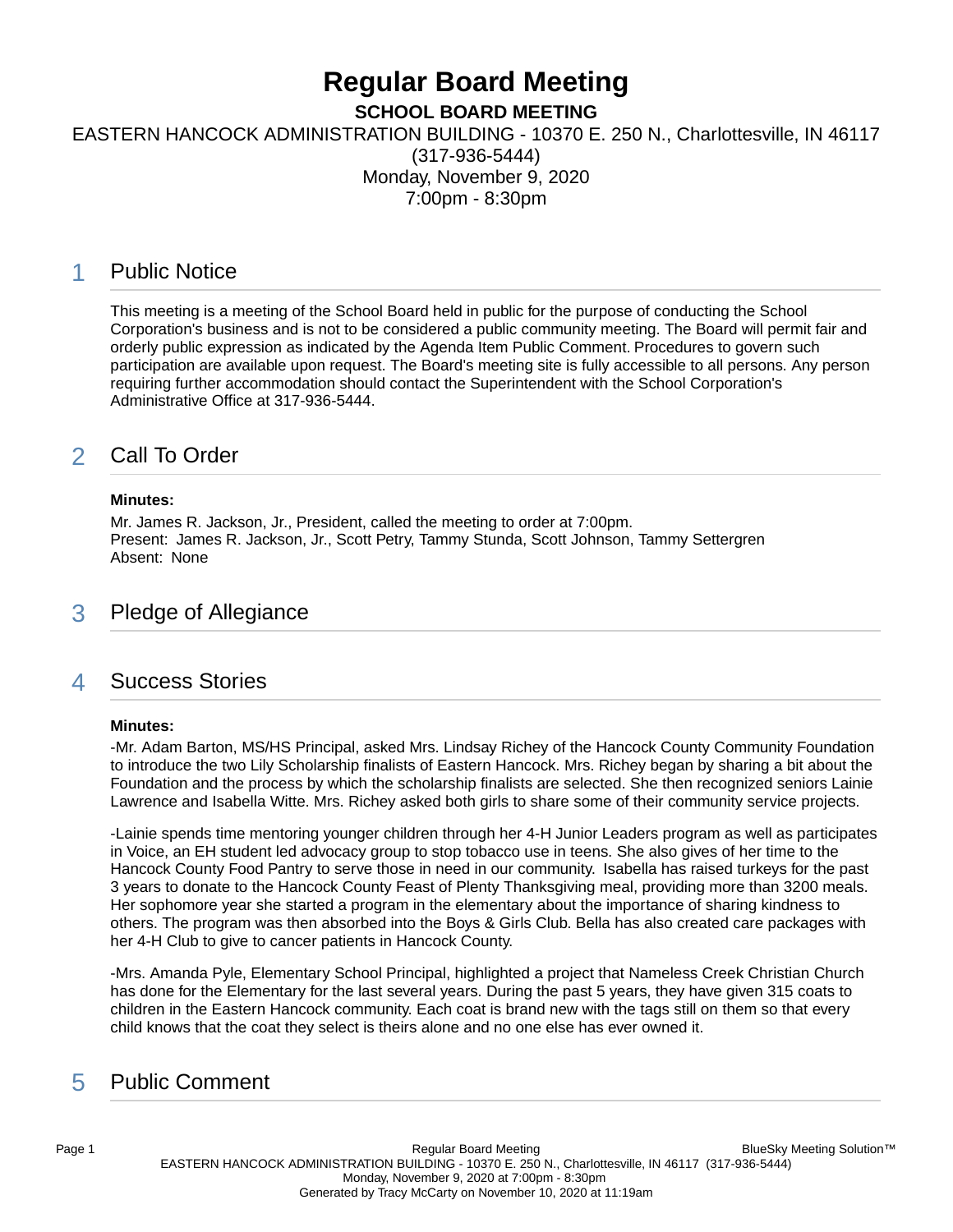# Regular Board Meeting

**SCHOOL BOARD MEETING**

EASTERN HANCOCK ADMINISTRATION BUILDING - 10370 E. 250 N., Charlottesville, IN 46117 (317-936-5444)

Monday, November 9, 2020

7:00pm - 8:30pm

## 1 Public Notice

This meeting is a meeting of the School Board held in public for the purpose of conducting the School Corporation's business and is not to be considered a public community meeting. The Board will permit fair and orderly public expression as indicated by the Agenda Item Public Comment. Procedures to govern such participation are available upon request. The Board's meeting site is fully accessible to all persons. Any person requiring further accommodation should contact the Superintendent with the School Corporation's Administrative Office at 317-936-5444.

## 2 Call To Order

**Minutes:**

Mr. James R. Jackson, Jr., President, called the meeting to order at 7:00pm.
Present: James R. Jackson, Jr., Scott Petry, Tammy Stunda, Scott Johnson, Tammy Settergren
Absent: None

## 3 Pledge of Allegiance

## 4 Success Stories

**Minutes:**

-Mr. Adam Barton, MS/HS Principal, asked Mrs. Lindsay Richey of the Hancock County Community Foundation to introduce the two Lily Scholarship finalists of Eastern Hancock. Mrs. Richey began by sharing a bit about the Foundation and the process by which the scholarship finalists are selected. She then recognized seniors Lainie Lawrence and Isabella Witte. Mrs. Richey asked both girls to share some of their community service projects.

-Lainie spends time mentoring younger children through her 4-H Junior Leaders program as well as participates in Voice, an EH student led advocacy group to stop tobacco use in teens. She also gives of her time to the Hancock County Food Pantry to serve those in need in our community. Isabella has raised turkeys for the past 3 years to donate to the Hancock County Feast of Plenty Thanksgiving meal, providing more than 3200 meals. Her sophomore year she started a program in the elementary about the importance of sharing kindness to others. The program was then absorbed into the Boys & Girls Club. Bella has also created care packages with her 4-H Club to give to cancer patients in Hancock County.

-Mrs. Amanda Pyle, Elementary School Principal, highlighted a project that Nameless Creek Christian Church has done for the Elementary for the last several years. During the past 5 years, they have given 315 coats to children in the Eastern Hancock community. Each coat is brand new with the tags still on them so that every child knows that the coat they select is theirs alone and no one else has ever owned it.

## 5 Public Comment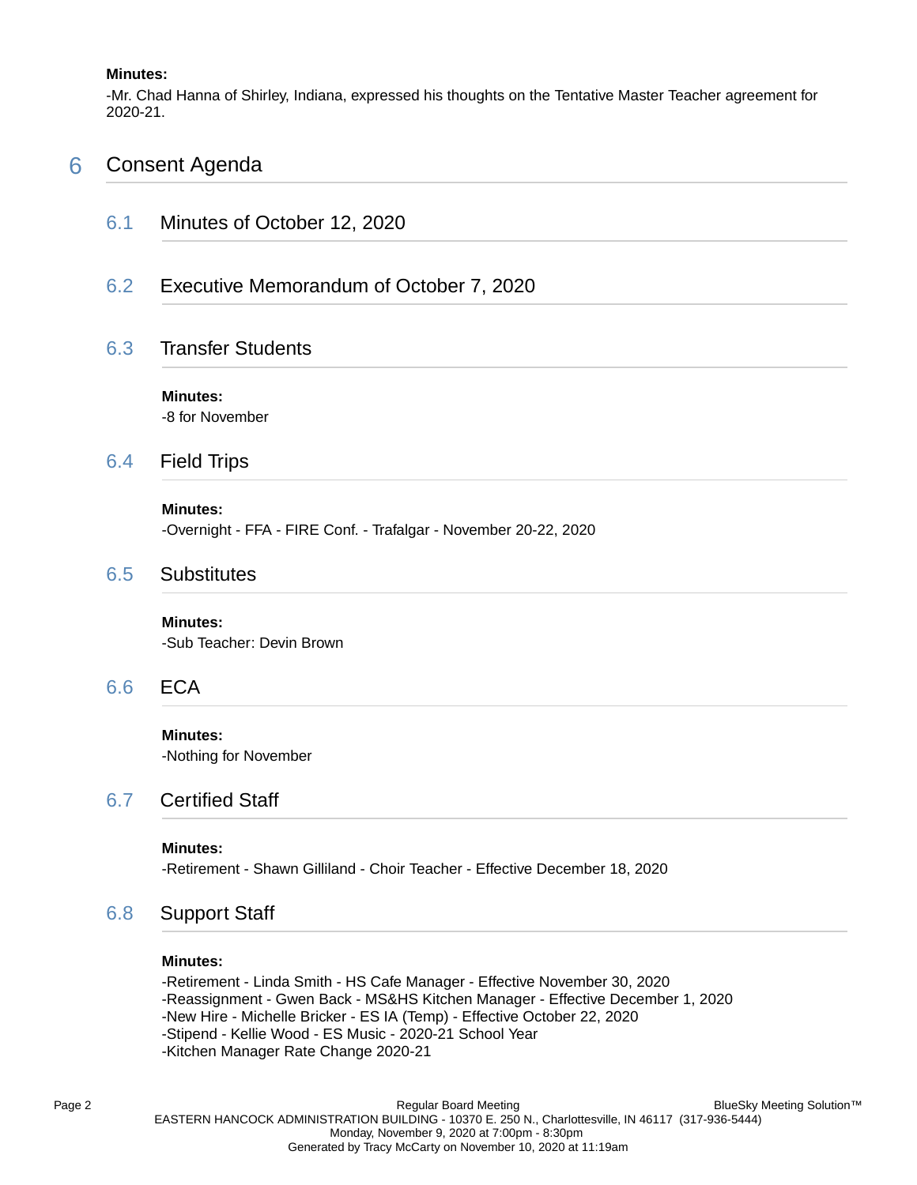**Minutes:**

-Mr. Chad Hanna of Shirley, Indiana, expressed his thoughts on the Tentative Master Teacher agreement for 2020-21.

# 6 Consent Agenda

## 6.1 Minutes of October 12, 2020

## 6.2 Executive Memorandum of October 7, 2020

## 6.3 Transfer Students

**Minutes:**

-8 for November

## 6.4 Field Trips

**Minutes:**

-Overnight - FFA - FIRE Conf. - Trafalgar - November 20-22, 2020

## 6.5 Substitutes

**Minutes:**

-Sub Teacher: Devin Brown

## 6.6 ECA

**Minutes:**

-Nothing for November

## 6.7 Certified Staff

**Minutes:**

-Retirement - Shawn Gilliland - Choir Teacher - Effective December 18, 2020

## 6.8 Support Staff

**Minutes:**

-Retirement - Linda Smith - HS Cafe Manager - Effective November 30, 2020
-Reassignment - Gwen Back - MS&HS Kitchen Manager - Effective December 1, 2020
-New Hire - Michelle Bricker - ES IA (Temp) - Effective October 22, 2020
-Stipend - Kellie Wood - ES Music - 2020-21 School Year
-Kitchen Manager Rate Change 2020-21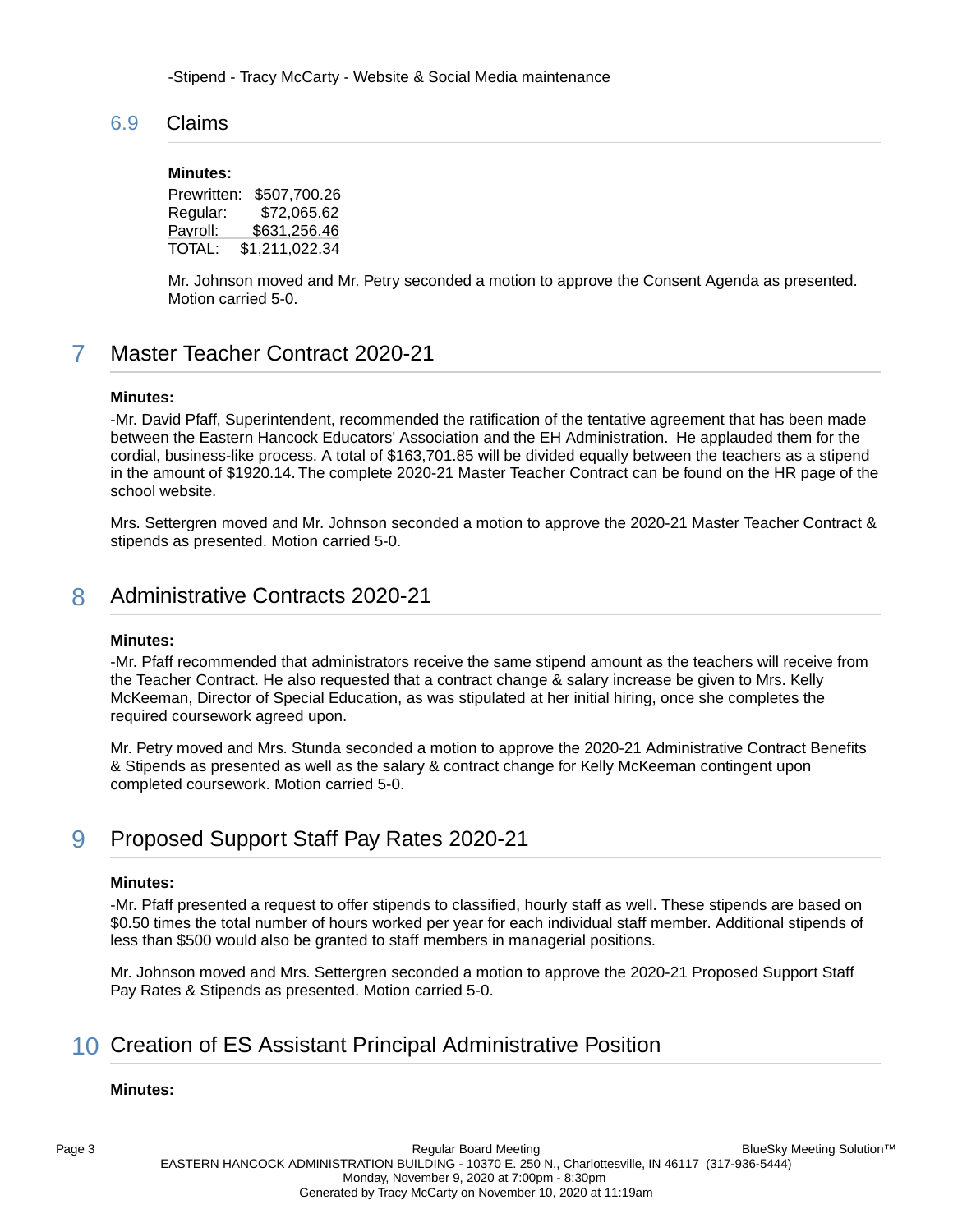-Stipend - Tracy McCarty - Website & Social Media maintenance

### 6.9 Claims

**Minutes:**

| | |
|---|---|
| Prewritten: | $507,700.26 |
| Regular: | $72,065.62 |
| Payroll: | $631,256.46 |
| TOTAL: | $1,211,022.34 |

Mr. Johnson moved and Mr. Petry seconded a motion to approve the Consent Agenda as presented. Motion carried 5-0.

## 7 Master Teacher Contract 2020-21

**Minutes:**

-Mr. David Pfaff, Superintendent, recommended the ratification of the tentative agreement that has been made between the Eastern Hancock Educators' Association and the EH Administration. He applauded them for the cordial, business-like process. A total of $163,701.85 will be divided equally between the teachers as a stipend in the amount of $1920.14. The complete 2020-21 Master Teacher Contract can be found on the HR page of the school website.

Mrs. Settergren moved and Mr. Johnson seconded a motion to approve the 2020-21 Master Teacher Contract & stipends as presented. Motion carried 5-0.

## 8 Administrative Contracts 2020-21

**Minutes:**

-Mr. Pfaff recommended that administrators receive the same stipend amount as the teachers will receive from the Teacher Contract. He also requested that a contract change & salary increase be given to Mrs. Kelly McKeeman, Director of Special Education, as was stipulated at her initial hiring, once she completes the required coursework agreed upon.

Mr. Petry moved and Mrs. Stunda seconded a motion to approve the 2020-21 Administrative Contract Benefits & Stipends as presented as well as the salary & contract change for Kelly McKeeman contingent upon completed coursework. Motion carried 5-0.

## 9 Proposed Support Staff Pay Rates 2020-21

**Minutes:**

-Mr. Pfaff presented a request to offer stipends to classified, hourly staff as well. These stipends are based on $0.50 times the total number of hours worked per year for each individual staff member. Additional stipends of less than $500 would also be granted to staff members in managerial positions.

Mr. Johnson moved and Mrs. Settergren seconded a motion to approve the 2020-21 Proposed Support Staff Pay Rates & Stipends as presented. Motion carried 5-0.

## 10 Creation of ES Assistant Principal Administrative Position

**Minutes:**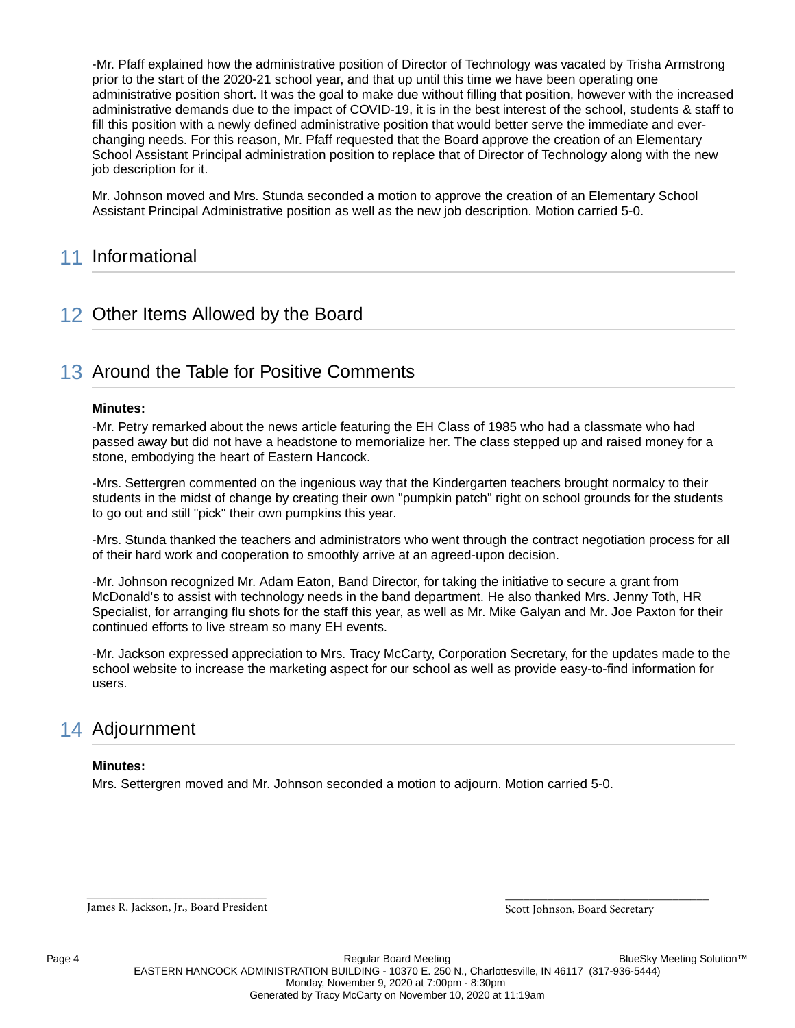-Mr. Pfaff explained how the administrative position of Director of Technology was vacated by Trisha Armstrong prior to the start of the 2020-21 school year, and that up until this time we have been operating one administrative position short. It was the goal to make due without filling that position, however with the increased administrative demands due to the impact of COVID-19, it is in the best interest of the school, students & staff to fill this position with a newly defined administrative position that would better serve the immediate and ever-changing needs. For this reason, Mr. Pfaff requested that the Board approve the creation of an Elementary School Assistant Principal administration position to replace that of Director of Technology along with the new job description for it.

Mr. Johnson moved and Mrs. Stunda seconded a motion to approve the creation of an Elementary School Assistant Principal Administrative position as well as the new job description. Motion carried 5-0.

## 11 Informational

## 12 Other Items Allowed by the Board

## 13 Around the Table for Positive Comments

**Minutes:**

-Mr. Petry remarked about the news article featuring the EH Class of 1985 who had a classmate who had passed away but did not have a headstone to memorialize her. The class stepped up and raised money for a stone, embodying the heart of Eastern Hancock.

-Mrs. Settergren commented on the ingenious way that the Kindergarten teachers brought normalcy to their students in the midst of change by creating their own "pumpkin patch" right on school grounds for the students to go out and still "pick" their own pumpkins this year.

-Mrs. Stunda thanked the teachers and administrators who went through the contract negotiation process for all of their hard work and cooperation to smoothly arrive at an agreed-upon decision.

-Mr. Johnson recognized Mr. Adam Eaton, Band Director, for taking the initiative to secure a grant from McDonald's to assist with technology needs in the band department. He also thanked Mrs. Jenny Toth, HR Specialist, for arranging flu shots for the staff this year, as well as Mr. Mike Galyan and Mr. Joe Paxton for their continued efforts to live stream so many EH events.

-Mr. Jackson expressed appreciation to Mrs. Tracy McCarty, Corporation Secretary, for the updates made to the school website to increase the marketing aspect for our school as well as provide easy-to-find information for users.

## 14 Adjournment

**Minutes:**

Mrs. Settergren moved and Mr. Johnson seconded a motion to adjourn. Motion carried 5-0.

\_\_\_\_\_\_\_\_\_\_\_\_\_\_\_\_\_\_\_\_\_\_\_\_\_\_\_\_
James R. Jackson, Jr., Board President

\_\_\_\_\_\_\_\_\_\_\_\_\_\_\_\_\_\_\_\_\_\_\_\_\_\_\_\_
Scott Johnson, Board Secretary